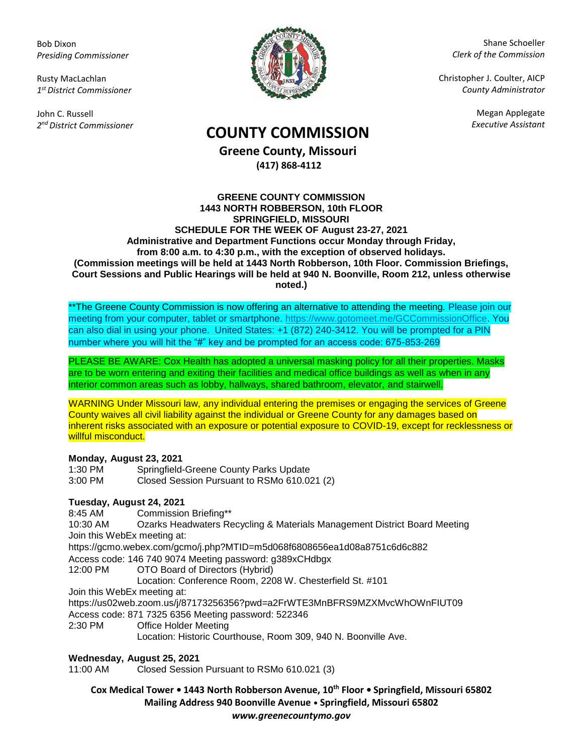Bob Dixon
*Presiding Commissioner*

Rusty MacLachlan
*1st District Commissioner*

John C. Russell
*2nd District Commissioner*

Shane Schoeller
*Clerk of the Commission*

Christopher J. Coulter, AICP
*County Administrator*

Megan Applegate
*Executive Assistant*

# COUNTY COMMISSION

## Greene County, Missouri

**(417) 868-4112**

**GREENE COUNTY COMMISSION**
**1443 NORTH ROBBERSON, 10th FLOOR**
**SPRINGFIELD, MISSOURI**
**SCHEDULE FOR THE WEEK OF August 23-27, 2021**
**Administrative and Department Functions occur Monday through Friday, from 8:00 a.m. to 4:30 p.m., with the exception of observed holidays.**
**(Commission meetings will be held at 1443 North Robberson, 10th Floor. Commission Briefings, Court Sessions and Public Hearings will be held at 940 N. Boonville, Room 212, unless otherwise noted.)**

**The Greene County Commission is now offering an alternative to attending the meeting. Please join our meeting from your computer, tablet or smartphone. https://www.gotomeet.me/GCCommissionOffice. You can also dial in using your phone. United States: +1 (872) 240-3412. You will be prompted for a PIN number where you will hit the "#" key and be prompted for an access code: 675-853-269

PLEASE BE AWARE: Cox Health has adopted a universal masking policy for all their properties. Masks are to be worn entering and exiting their facilities and medical office buildings as well as when in any interior common areas such as lobby, hallways, shared bathroom, elevator, and stairwell.

WARNING Under Missouri law, any individual entering the premises or engaging the services of Greene County waives all civil liability against the individual or Greene County for any damages based on inherent risks associated with an exposure or potential exposure to COVID-19, except for recklessness or willful misconduct.

**Monday, August 23, 2021**

1:30 PM Springfield-Greene County Parks Update
3:00 PM Closed Session Pursuant to RSMo 610.021 (2)

**Tuesday, August 24, 2021**

8:45 AM Commission Briefing**
10:30 AM Ozarks Headwaters Recycling & Materials Management District Board Meeting
Join this WebEx meeting at:
https://gcmo.webex.com/gcmo/j.php?MTID=m5d068f6808656ea1d08a8751c6d6c882
Access code: 146 740 9074 Meeting password: g389xCHdbgx
12:00 PM OTO Board of Directors (Hybrid)
Location: Conference Room, 2208 W. Chesterfield St. #101
Join this WebEx meeting at:
https://us02web.zoom.us/j/87173256356?pwd=a2FrWTE3MnBFRS9MZXMvcWhOWnFIUT09
Access code: 871 7325 6356 Meeting password: 522346
2:30 PM Office Holder Meeting
Location: Historic Courthouse, Room 309, 940 N. Boonville Ave.

**Wednesday, August 25, 2021**

11:00 AM Closed Session Pursuant to RSMo 610.021 (3)

**Cox Medical Tower • 1443 North Robberson Avenue, 10th Floor • Springfield, Missouri 65802**
**Mailing Address 940 Boonville Avenue • Springfield, Missouri 65802**
***www.greenecountymo.gov***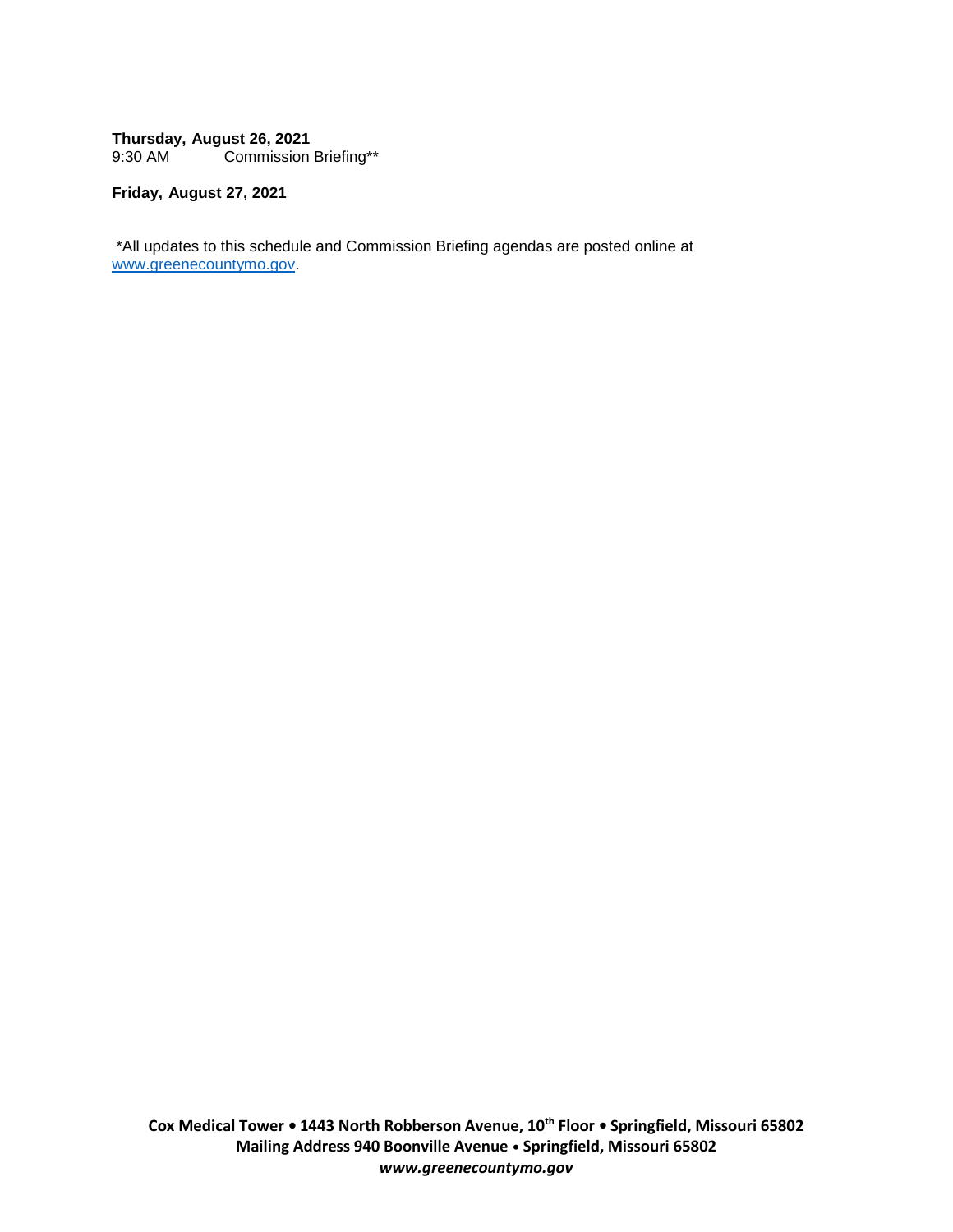**Thursday, August 26, 2021**
9:30 AM Commission Briefing**

**Friday, August 27, 2021**

*All updates to this schedule and Commission Briefing agendas are posted online at [www.greenecountymo.gov](http://www.greenecountymo.gov).

**Cox Medical Tower • 1443 North Robberson Avenue, 10th Floor • Springfield, Missouri 65802**
**Mailing Address 940 Boonville Avenue • Springfield, Missouri 65802**
***www.greenecountymo.gov***